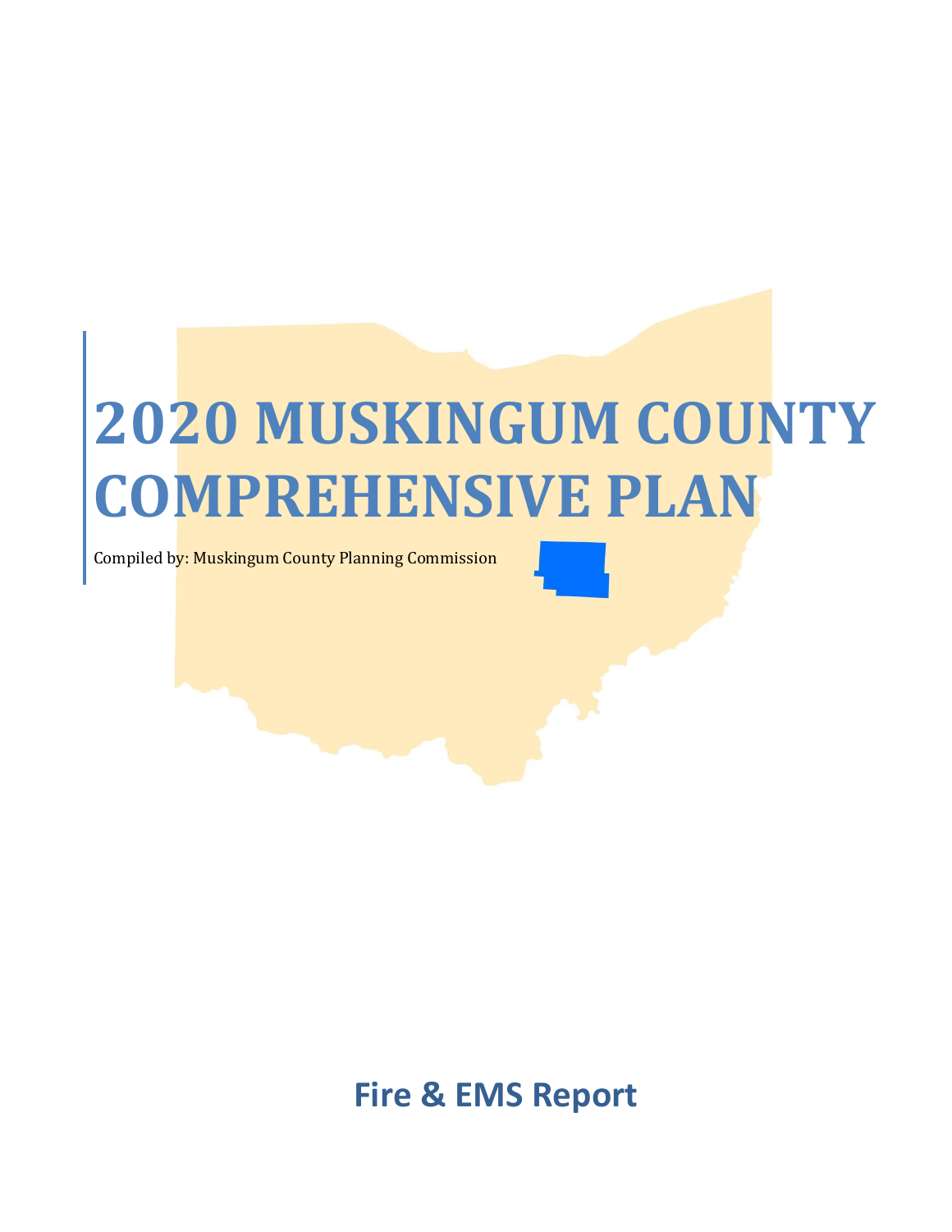# 2020 MUSKINGUM COUNTY COMPREHENSIVE PLAN

Compiled by: Muskingum County Planning Commission

## Fire & EMS Report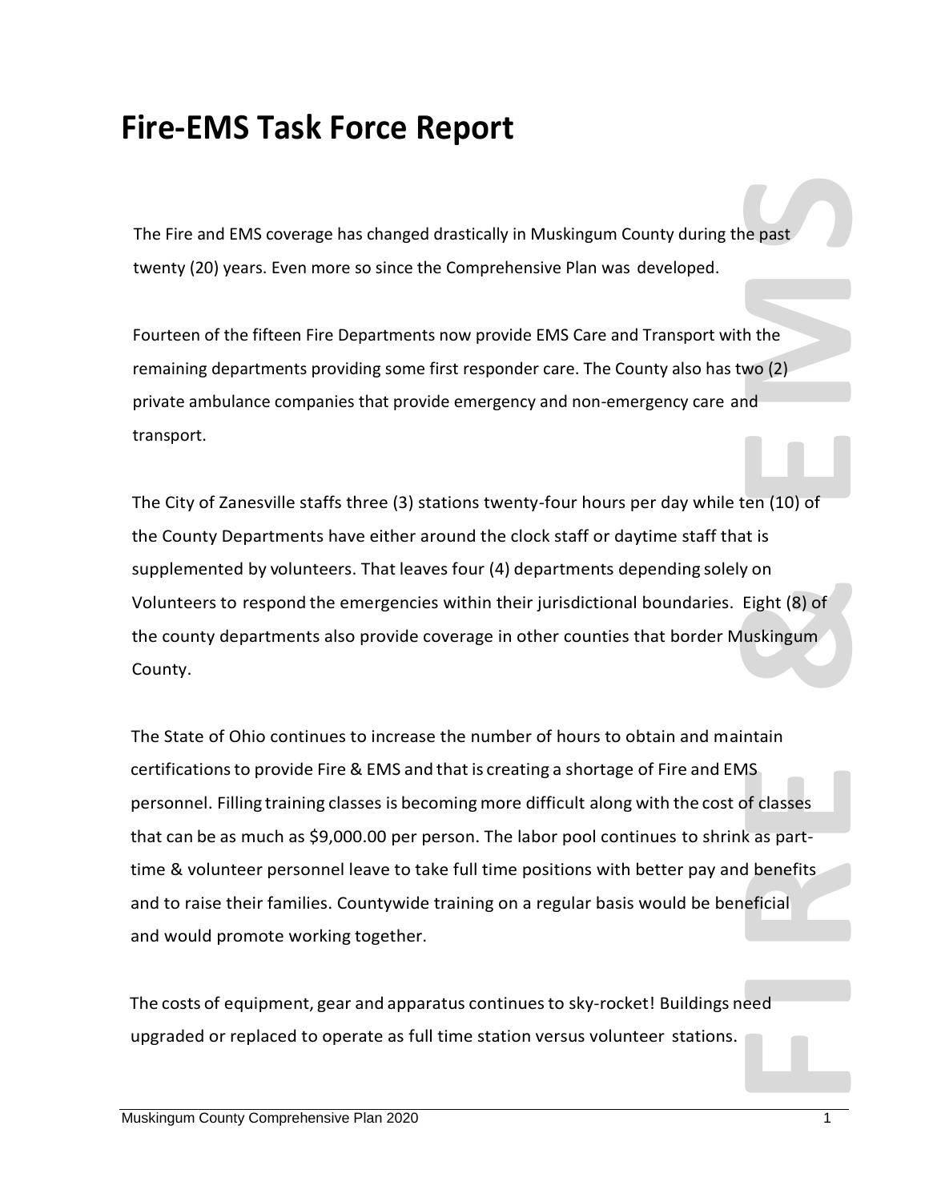# Fire-EMS Task Force Report

The Fire and EMS coverage has changed drastically in Muskingum County during the past twenty (20) years. Even more so since the Comprehensive Plan was developed.

Fourteen of the fifteen Fire Departments now provide EMS Care and Transport with the remaining departments providing some first responder care. The County also has two (2) private ambulance companies that provide emergency and non-emergency care and transport.

The City of Zanesville staffs three (3) stations twenty-four hours per day while ten (10) of the County Departments have either around the clock staff or daytime staff that is supplemented by volunteers. That leaves four (4) departments depending solely on Volunteers to respond the emergencies within their jurisdictional boundaries. Eight (8) of the county departments also provide coverage in other counties that border Muskingum County.

The State of Ohio continues to increase the number of hours to obtain and maintain certifications to provide Fire & EMS and that is creating a shortage of Fire and EMS personnel. Filling training classes is becoming more difficult along with the cost of classes that can be as much as $9,000.00 per person. The labor pool continues to shrink as part-time & volunteer personnel leave to take full time positions with better pay and benefits and to raise their families. Countywide training on a regular basis would be beneficial and would promote working together.

The costs of equipment, gear and apparatus continues to sky-rocket! Buildings need upgraded or replaced to operate as full time station versus volunteer stations.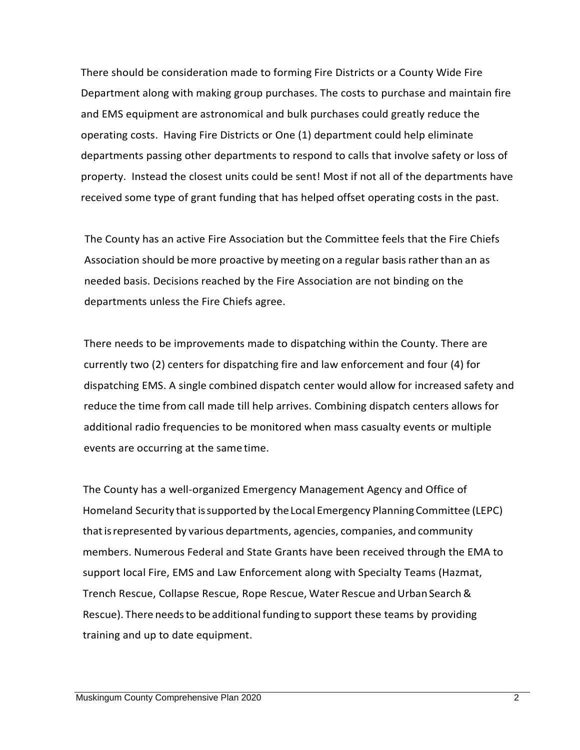There should be consideration made to forming Fire Districts or a County Wide Fire Department along with making group purchases. The costs to purchase and maintain fire and EMS equipment are astronomical and bulk purchases could greatly reduce the operating costs. Having Fire Districts or One (1) department could help eliminate departments passing other departments to respond to calls that involve safety or loss of property. Instead the closest units could be sent! Most if not all of the departments have received some type of grant funding that has helped offset operating costs in the past.

The County has an active Fire Association but the Committee feels that the Fire Chiefs Association should be more proactive by meeting on a regular basis rather than an as needed basis. Decisions reached by the Fire Association are not binding on the departments unless the Fire Chiefs agree.

There needs to be improvements made to dispatching within the County. There are currently two (2) centers for dispatching fire and law enforcement and four (4) for dispatching EMS. A single combined dispatch center would allow for increased safety and reduce the time from call made till help arrives. Combining dispatch centers allows for additional radio frequencies to be monitored when mass casualty events or multiple events are occurring at the same time.

The County has a well-organized Emergency Management Agency and Office of Homeland Security that is supported by the Local Emergency Planning Committee (LEPC) that is represented by various departments, agencies, companies, and community members. Numerous Federal and State Grants have been received through the EMA to support local Fire, EMS and Law Enforcement along with Specialty Teams (Hazmat, Trench Rescue, Collapse Rescue, Rope Rescue, Water Rescue and Urban Search & Rescue). There needs to be additional funding to support these teams by providing training and up to date equipment.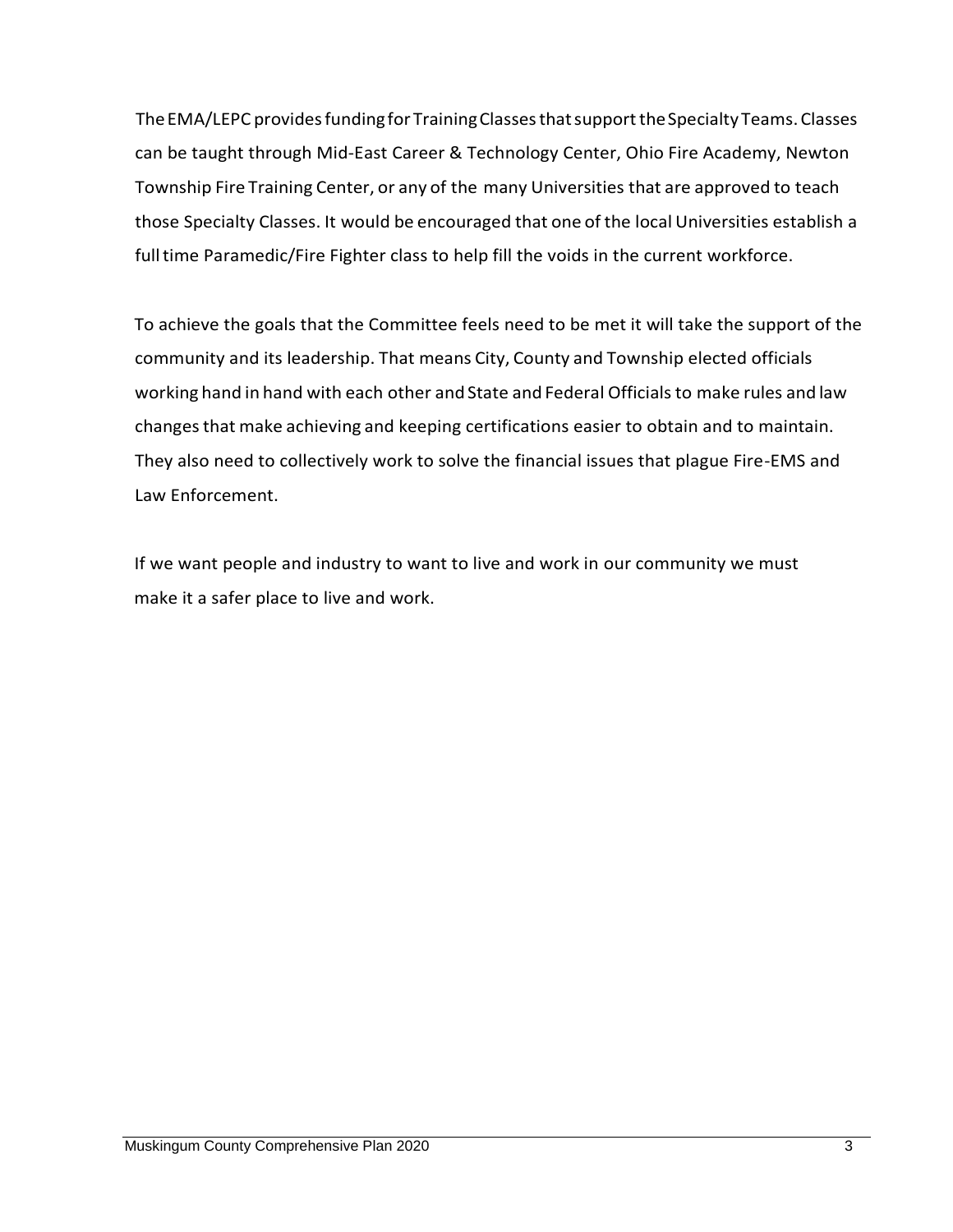The EMA/LEPC provides funding for Training Classes that support the Specialty Teams. Classes can be taught through Mid-East Career & Technology Center, Ohio Fire Academy, Newton Township Fire Training Center, or any of the many Universities that are approved to teach those Specialty Classes. It would be encouraged that one of the local Universities establish a full time Paramedic/Fire Fighter class to help fill the voids in the current workforce.

To achieve the goals that the Committee feels need to be met it will take the support of the community and its leadership. That means City, County and Township elected officials working hand in hand with each other and State and Federal Officials to make rules and law changes that make achieving and keeping certifications easier to obtain and to maintain. They also need to collectively work to solve the financial issues that plague Fire-EMS and Law Enforcement.

If we want people and industry to want to live and work in our community we must make it a safer place to live and work.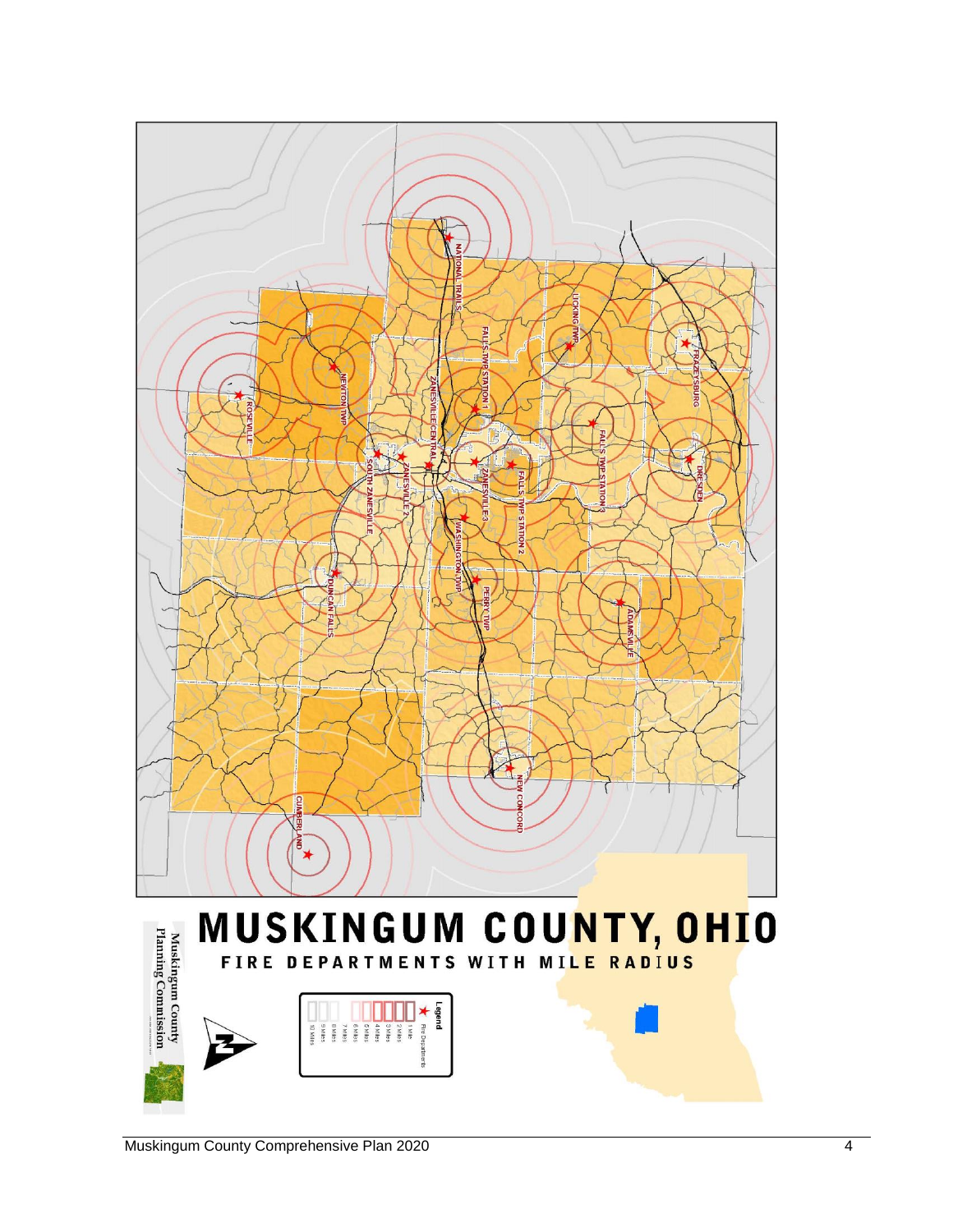NATIONAL TRAILS

LICKING TWP

FRAZEYSBURG

FALLS TWP STATION 1

NEWTON TWP

ROSEVILLE

ZANESVILLE CENTRAL

FALLS TWP STATION 3

DRESDEN

SOUTH ZANESVILLE

ZANESVILLE 2

ZANESVILLE 3

FALLS TWP STATION 2

WASHINGTON TWP

DUNCAN FALLS

PERRY TWP

ADAMSVILLE

NEW CONCORD

CUMBERLAND

# MUSKINGUM COUNTY, OHIO

## FIRE DEPARTMENTS WITH MILE RADIUS

Muskingum County Planning Commission

Legend

Fire Departments

1 Mile

2 Miles

3 Miles

4 Miles

5 Miles

6 Miles

7 Miles

8 Miles

9 Miles

10 Miles